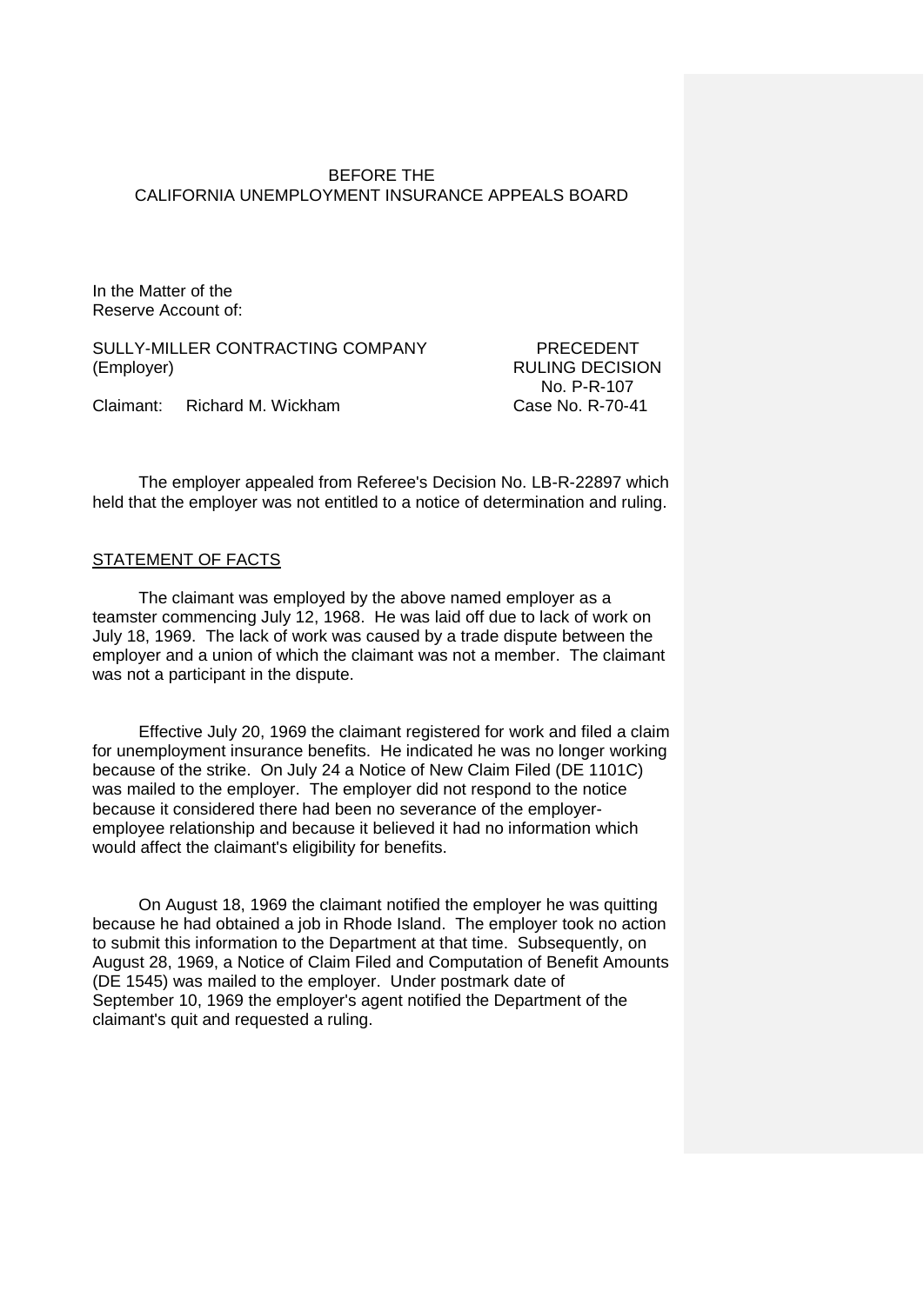BEFORE THE
CALIFORNIA UNEMPLOYMENT INSURANCE APPEALS BOARD

In the Matter of the
Reserve Account of:

SULLY-MILLER CONTRACTING COMPANY (Employer)

Claimant: Richard M. Wickham

PRECEDENT
RULING DECISION
No. P-R-107
Case No. R-70-41

The employer appealed from Referee's Decision No. LB-R-22897 which held that the employer was not entitled to a notice of determination and ruling.

## STATEMENT OF FACTS

The claimant was employed by the above named employer as a teamster commencing July 12, 1968. He was laid off due to lack of work on July 18, 1969. The lack of work was caused by a trade dispute between the employer and a union of which the claimant was not a member. The claimant was not a participant in the dispute.

Effective July 20, 1969 the claimant registered for work and filed a claim for unemployment insurance benefits. He indicated he was no longer working because of the strike. On July 24 a Notice of New Claim Filed (DE 1101C) was mailed to the employer. The employer did not respond to the notice because it considered there had been no severance of the employer-employee relationship and because it believed it had no information which would affect the claimant's eligibility for benefits.

On August 18, 1969 the claimant notified the employer he was quitting because he had obtained a job in Rhode Island. The employer took no action to submit this information to the Department at that time. Subsequently, on August 28, 1969, a Notice of Claim Filed and Computation of Benefit Amounts (DE 1545) was mailed to the employer. Under postmark date of September 10, 1969 the employer's agent notified the Department of the claimant's quit and requested a ruling.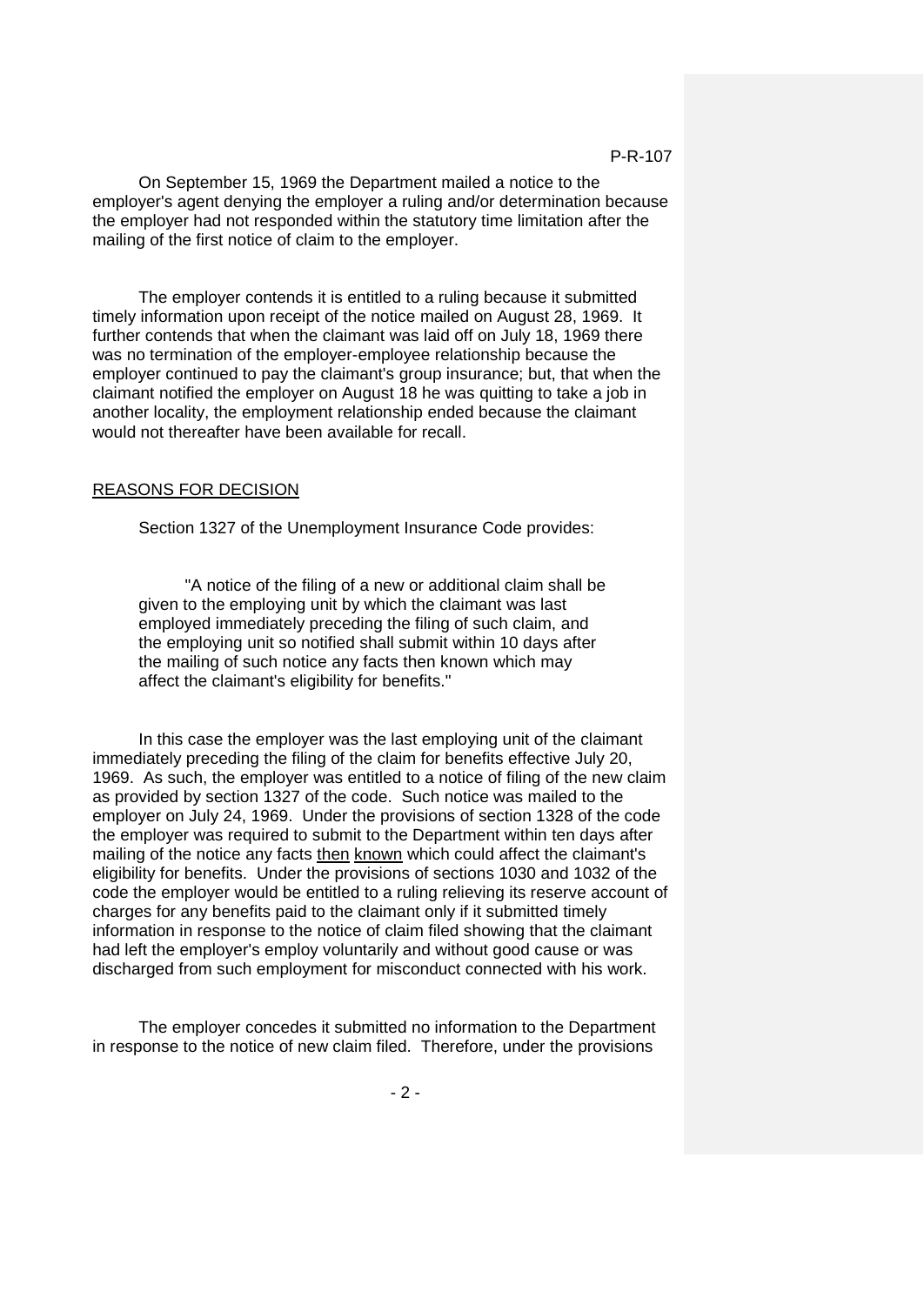On September 15, 1969 the Department mailed a notice to the employer's agent denying the employer a ruling and/or determination because the employer had not responded within the statutory time limitation after the mailing of the first notice of claim to the employer.

The employer contends it is entitled to a ruling because it submitted timely information upon receipt of the notice mailed on August 28, 1969. It further contends that when the claimant was laid off on July 18, 1969 there was no termination of the employer-employee relationship because the employer continued to pay the claimant's group insurance; but, that when the claimant notified the employer on August 18 he was quitting to take a job in another locality, the employment relationship ended because the claimant would not thereafter have been available for recall.

## REASONS FOR DECISION

Section 1327 of the Unemployment Insurance Code provides:

> "A notice of the filing of a new or additional claim shall be given to the employing unit by which the claimant was last employed immediately preceding the filing of such claim, and the employing unit so notified shall submit within 10 days after the mailing of such notice any facts then known which may affect the claimant's eligibility for benefits."

In this case the employer was the last employing unit of the claimant immediately preceding the filing of the claim for benefits effective July 20, 1969. As such, the employer was entitled to a notice of filing of the new claim as provided by section 1327 of the code. Such notice was mailed to the employer on July 24, 1969. Under the provisions of section 1328 of the code the employer was required to submit to the Department within ten days after mailing of the notice any facts <u>then</u> <u>known</u> which could affect the claimant's eligibility for benefits. Under the provisions of sections 1030 and 1032 of the code the employer would be entitled to a ruling relieving its reserve account of charges for any benefits paid to the claimant only if it submitted timely information in response to the notice of claim filed showing that the claimant had left the employer's employ voluntarily and without good cause or was discharged from such employment for misconduct connected with his work.

The employer concedes it submitted no information to the Department in response to the notice of new claim filed. Therefore, under the provisions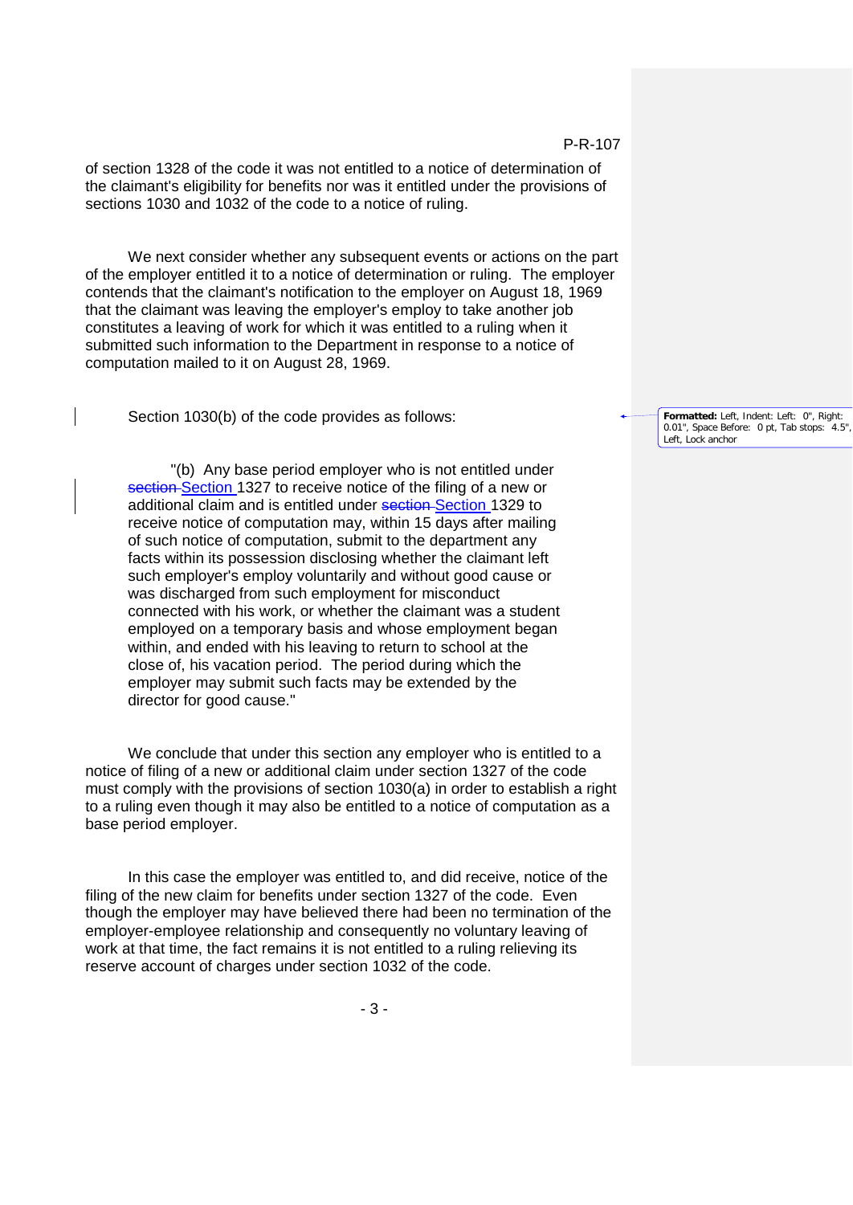of section 1328 of the code it was not entitled to a notice of determination of the claimant's eligibility for benefits nor was it entitled under the provisions of sections 1030 and 1032 of the code to a notice of ruling.

We next consider whether any subsequent events or actions on the part of the employer entitled it to a notice of determination or ruling. The employer contends that the claimant's notification to the employer on August 18, 1969 that the claimant was leaving the employer's employ to take another job constitutes a leaving of work for which it was entitled to a ruling when it submitted such information to the Department in response to a notice of computation mailed to it on August 28, 1969.

Section 1030(b) of the code provides as follows:

> "(b) Any base period employer who is not entitled under Section 1327 to receive notice of the filing of a new or additional claim and is entitled under Section 1329 to receive notice of computation may, within 15 days after mailing of such notice of computation, submit to the department any facts within its possession disclosing whether the claimant left such employer's employ voluntarily and without good cause or was discharged from such employment for misconduct connected with his work, or whether the claimant was a student employed on a temporary basis and whose employment began within, and ended with his leaving to return to school at the close of, his vacation period. The period during which the employer may submit such facts may be extended by the director for good cause."

We conclude that under this section any employer who is entitled to a notice of filing of a new or additional claim under section 1327 of the code must comply with the provisions of section 1030(a) in order to establish a right to a ruling even though it may also be entitled to a notice of computation as a base period employer.

In this case the employer was entitled to, and did receive, notice of the filing of the new claim for benefits under section 1327 of the code. Even though the employer may have believed there had been no termination of the employer-employee relationship and consequently no voluntary leaving of work at that time, the fact remains it is not entitled to a ruling relieving its reserve account of charges under section 1032 of the code.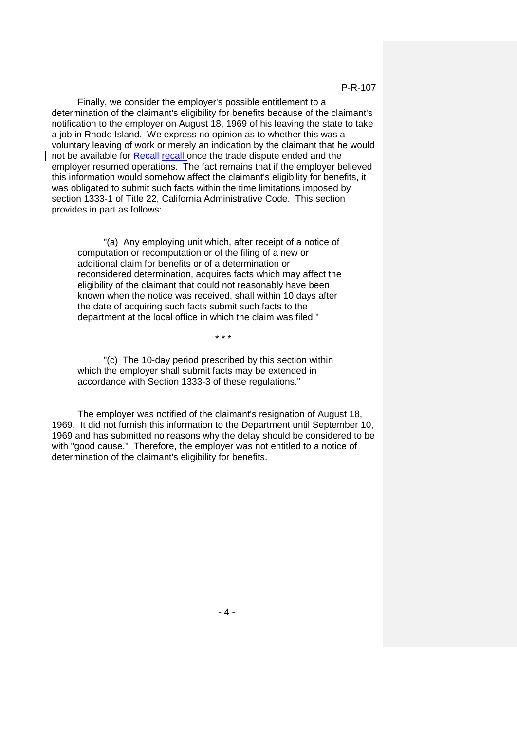Finally, we consider the employer's possible entitlement to a determination of the claimant's eligibility for benefits because of the claimant's notification to the employer on August 18, 1969 of his leaving the state to take a job in Rhode Island. We express no opinion as to whether this was a voluntary leaving of work or merely an indication by the claimant that he would not be available for recall once the trade dispute ended and the employer resumed operations. The fact remains that if the employer believed this information would somehow affect the claimant's eligibility for benefits, it was obligated to submit such facts within the time limitations imposed by section 1333-1 of Title 22, California Administrative Code. This section provides in part as follows:

> "(a) Any employing unit which, after receipt of a notice of computation or recomputation or of the filing of a new or additional claim for benefits or of a determination or reconsidered determination, acquires facts which may affect the eligibility of the claimant that could not reasonably have been known when the notice was received, shall within 10 days after the date of acquiring such facts submit such facts to the department at the local office in which the claim was filed."
>
> \* \* \*
>
> "(c) The 10-day period prescribed by this section within which the employer shall submit facts may be extended in accordance with Section 1333-3 of these regulations."

The employer was notified of the claimant's resignation of August 18, 1969. It did not furnish this information to the Department until September 10, 1969 and has submitted no reasons why the delay should be considered to be with "good cause." Therefore, the employer was not entitled to a notice of determination of the claimant's eligibility for benefits.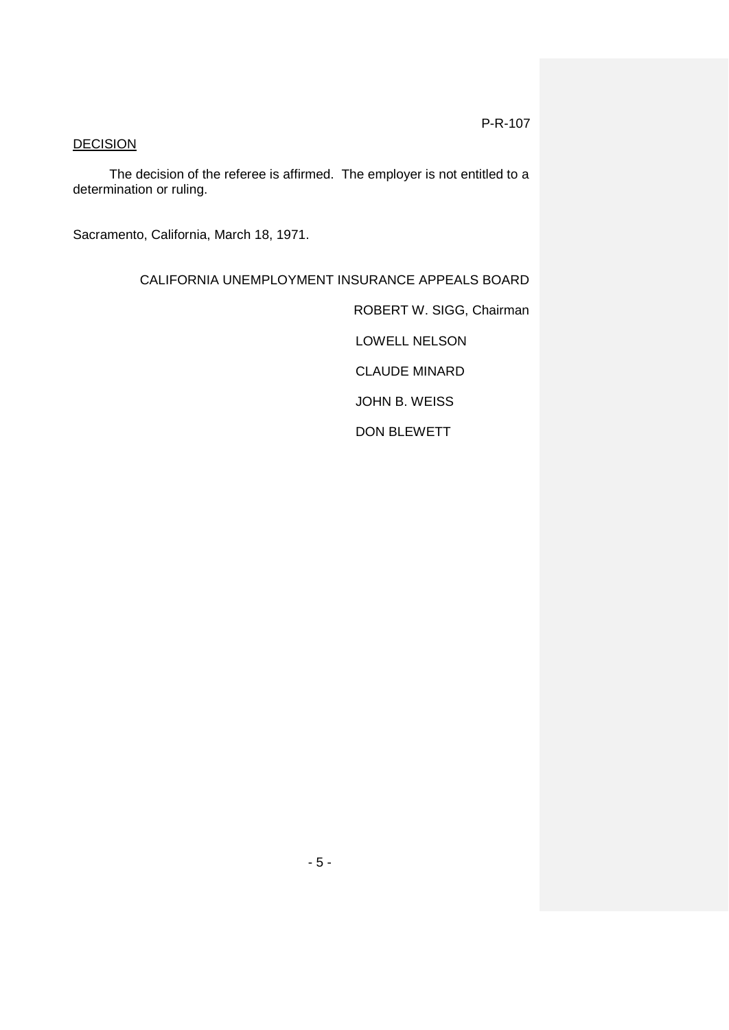DECISION

The decision of the referee is affirmed. The employer is not entitled to a determination or ruling.

Sacramento, California, March 18, 1971.

CALIFORNIA UNEMPLOYMENT INSURANCE APPEALS BOARD

ROBERT W. SIGG, Chairman

LOWELL NELSON

CLAUDE MINARD

JOHN B. WEISS

DON BLEWETT